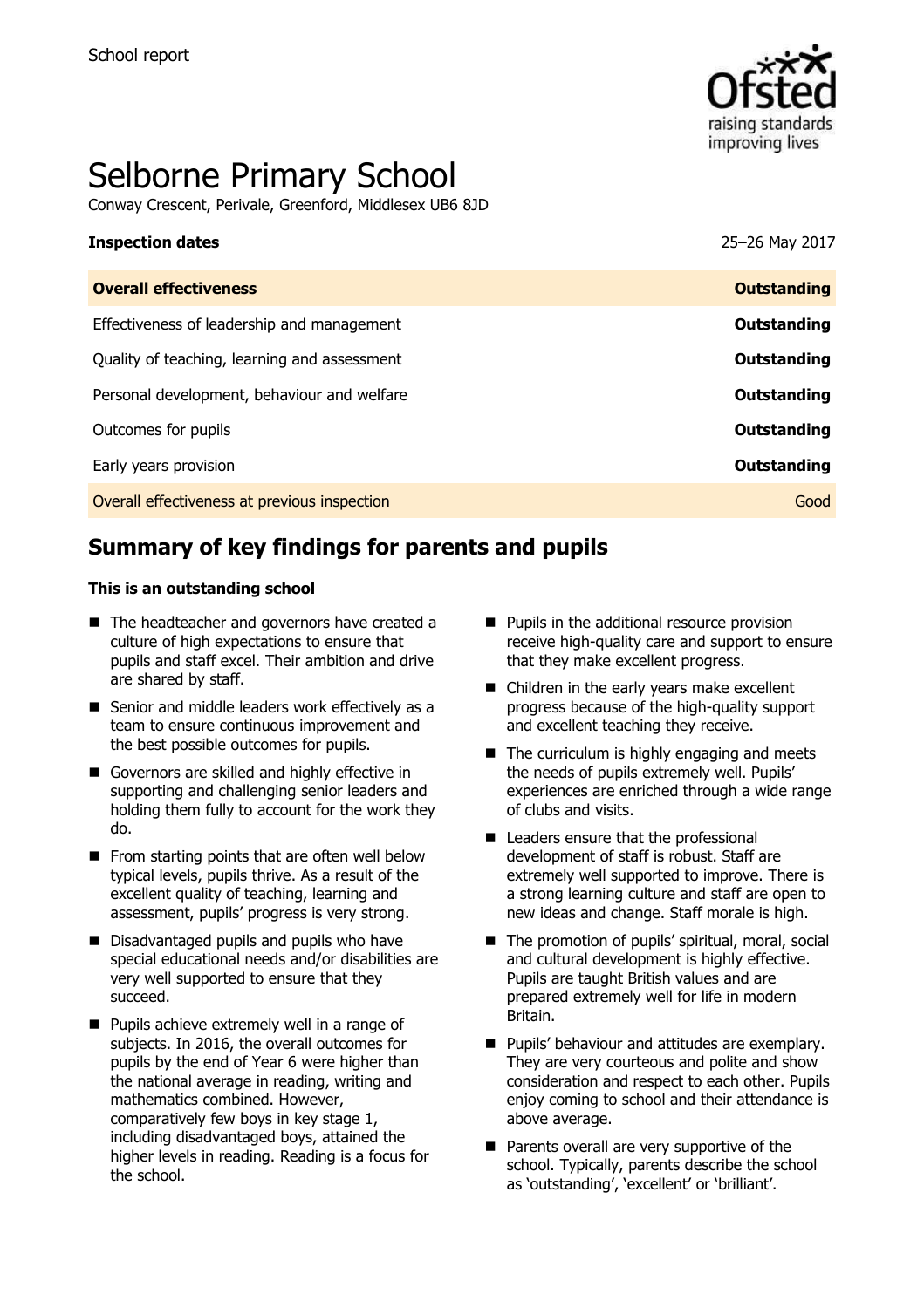School report

# Selborne Primary School

Conway Crescent, Perivale, Greenford, Middlesex UB6 8JD

**Inspection dates** 25–26 May 2017

| | |
|---|---|
| **Overall effectiveness** | **Outstanding** |
| Effectiveness of leadership and management | **Outstanding** |
| Quality of teaching, learning and assessment | **Outstanding** |
| Personal development, behaviour and welfare | **Outstanding** |
| Outcomes for pupils | **Outstanding** |
| Early years provision | **Outstanding** |
| Overall effectiveness at previous inspection | Good |

## Summary of key findings for parents and pupils

**This is an outstanding school**

- The headteacher and governors have created a culture of high expectations to ensure that pupils and staff excel. Their ambition and drive are shared by staff.
- Senior and middle leaders work effectively as a team to ensure continuous improvement and the best possible outcomes for pupils.
- Governors are skilled and highly effective in supporting and challenging senior leaders and holding them fully to account for the work they do.
- From starting points that are often well below typical levels, pupils thrive. As a result of the excellent quality of teaching, learning and assessment, pupils' progress is very strong.
- Disadvantaged pupils and pupils who have special educational needs and/or disabilities are very well supported to ensure that they succeed.
- Pupils achieve extremely well in a range of subjects. In 2016, the overall outcomes for pupils by the end of Year 6 were higher than the national average in reading, writing and mathematics combined. However, comparatively few boys in key stage 1, including disadvantaged boys, attained the higher levels in reading. Reading is a focus for the school.
- Pupils in the additional resource provision receive high-quality care and support to ensure that they make excellent progress.
- Children in the early years make excellent progress because of the high-quality support and excellent teaching they receive.
- The curriculum is highly engaging and meets the needs of pupils extremely well. Pupils' experiences are enriched through a wide range of clubs and visits.
- Leaders ensure that the professional development of staff is robust. Staff are extremely well supported to improve. There is a strong learning culture and staff are open to new ideas and change. Staff morale is high.
- The promotion of pupils' spiritual, moral, social and cultural development is highly effective. Pupils are taught British values and are prepared extremely well for life in modern Britain.
- Pupils' behaviour and attitudes are exemplary. They are very courteous and polite and show consideration and respect to each other. Pupils enjoy coming to school and their attendance is above average.
- Parents overall are very supportive of the school. Typically, parents describe the school as 'outstanding', 'excellent' or 'brilliant'.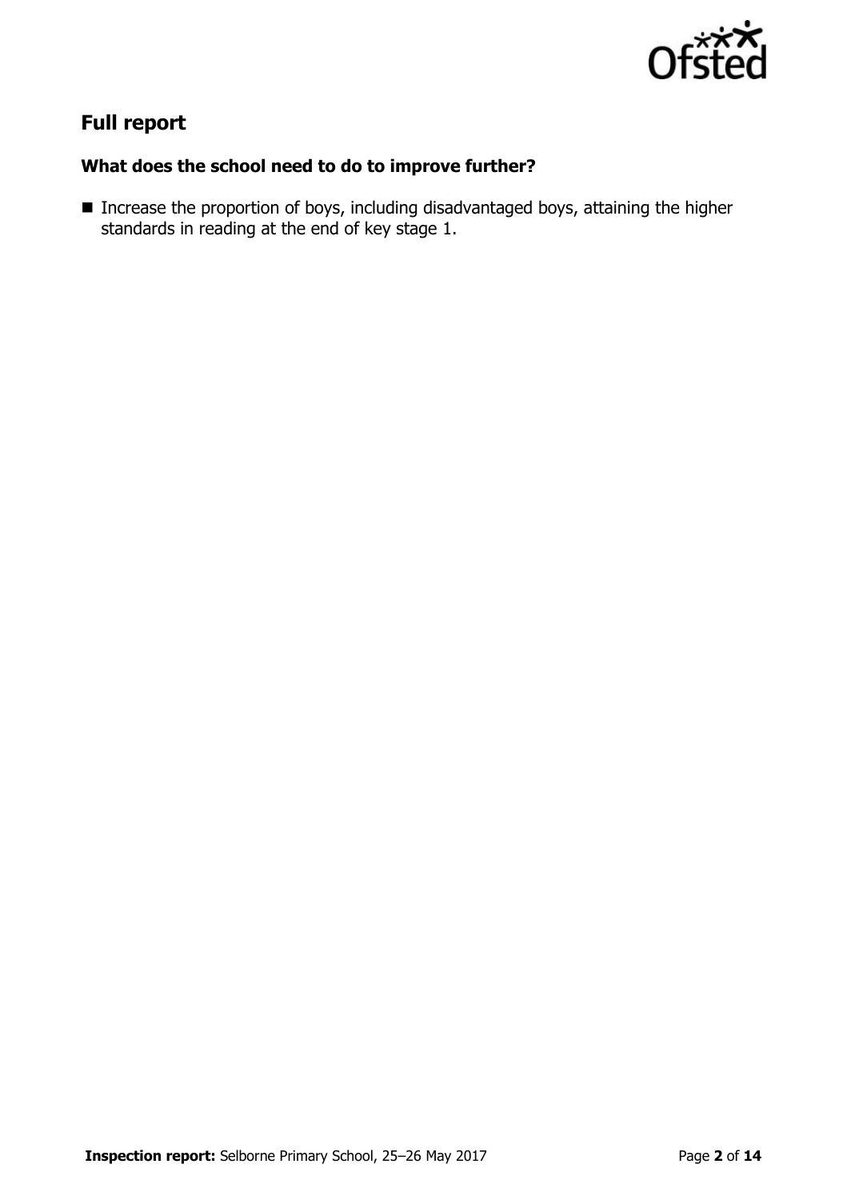## Full report

### What does the school need to do to improve further?

- Increase the proportion of boys, including disadvantaged boys, attaining the higher standards in reading at the end of key stage 1.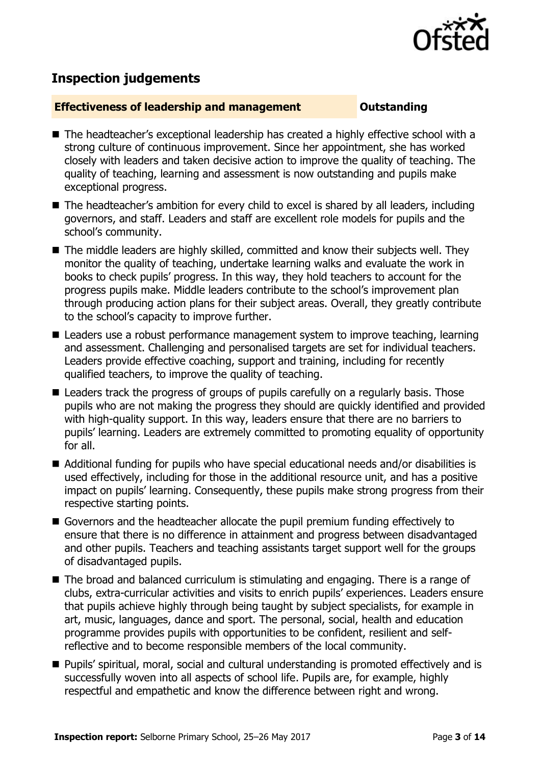## Inspection judgements

**Effectiveness of leadership and management** **Outstanding**

- The headteacher's exceptional leadership has created a highly effective school with a strong culture of continuous improvement. Since her appointment, she has worked closely with leaders and taken decisive action to improve the quality of teaching. The quality of teaching, learning and assessment is now outstanding and pupils make exceptional progress.
- The headteacher's ambition for every child to excel is shared by all leaders, including governors, and staff. Leaders and staff are excellent role models for pupils and the school's community.
- The middle leaders are highly skilled, committed and know their subjects well. They monitor the quality of teaching, undertake learning walks and evaluate the work in books to check pupils' progress. In this way, they hold teachers to account for the progress pupils make. Middle leaders contribute to the school's improvement plan through producing action plans for their subject areas. Overall, they greatly contribute to the school's capacity to improve further.
- Leaders use a robust performance management system to improve teaching, learning and assessment. Challenging and personalised targets are set for individual teachers. Leaders provide effective coaching, support and training, including for recently qualified teachers, to improve the quality of teaching.
- Leaders track the progress of groups of pupils carefully on a regularly basis. Those pupils who are not making the progress they should are quickly identified and provided with high-quality support. In this way, leaders ensure that there are no barriers to pupils' learning. Leaders are extremely committed to promoting equality of opportunity for all.
- Additional funding for pupils who have special educational needs and/or disabilities is used effectively, including for those in the additional resource unit, and has a positive impact on pupils' learning. Consequently, these pupils make strong progress from their respective starting points.
- Governors and the headteacher allocate the pupil premium funding effectively to ensure that there is no difference in attainment and progress between disadvantaged and other pupils. Teachers and teaching assistants target support well for the groups of disadvantaged pupils.
- The broad and balanced curriculum is stimulating and engaging. There is a range of clubs, extra-curricular activities and visits to enrich pupils' experiences. Leaders ensure that pupils achieve highly through being taught by subject specialists, for example in art, music, languages, dance and sport. The personal, social, health and education programme provides pupils with opportunities to be confident, resilient and self-reflective and to become responsible members of the local community.
- Pupils' spiritual, moral, social and cultural understanding is promoted effectively and is successfully woven into all aspects of school life. Pupils are, for example, highly respectful and empathetic and know the difference between right and wrong.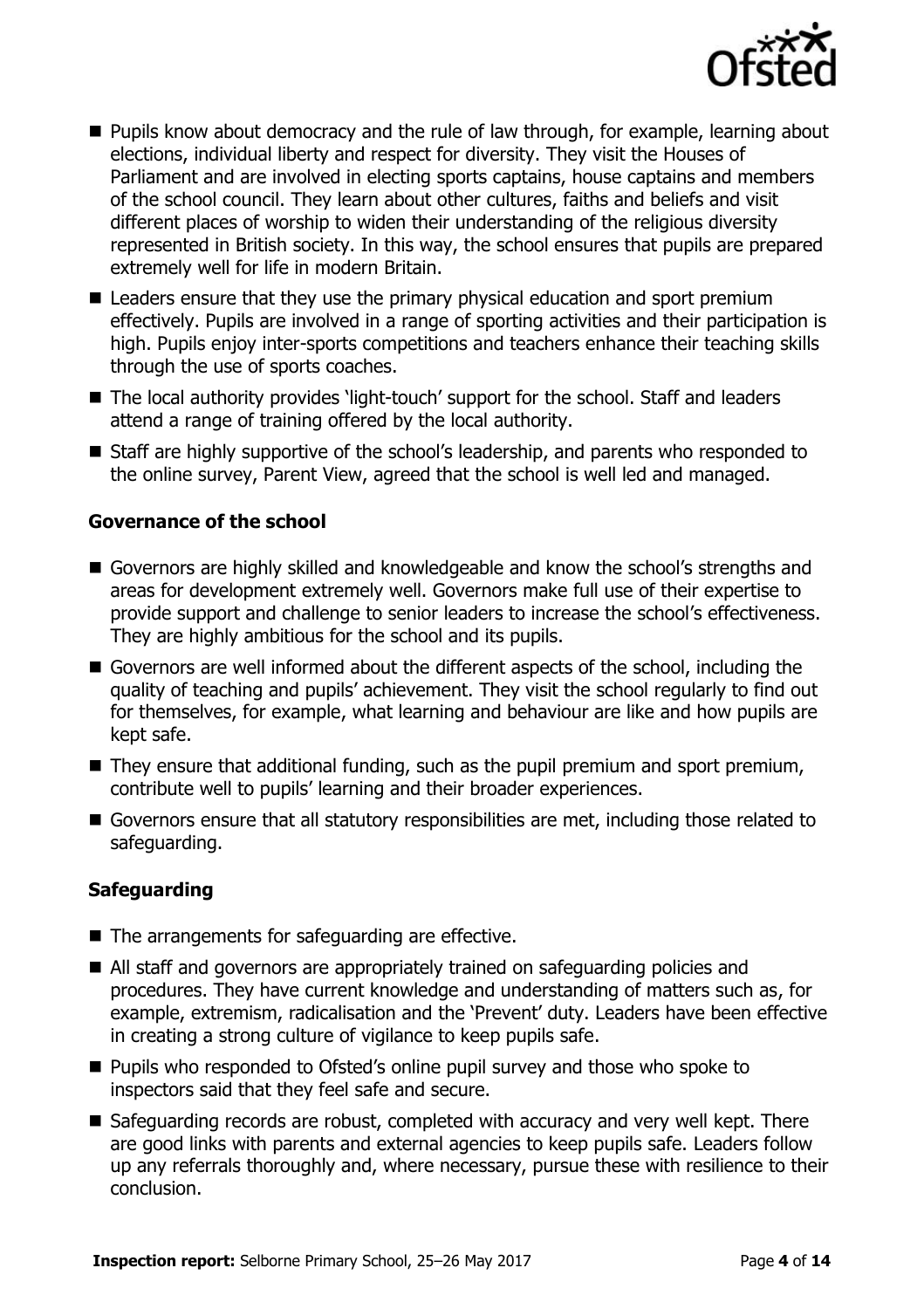- Pupils know about democracy and the rule of law through, for example, learning about elections, individual liberty and respect for diversity. They visit the Houses of Parliament and are involved in electing sports captains, house captains and members of the school council. They learn about other cultures, faiths and beliefs and visit different places of worship to widen their understanding of the religious diversity represented in British society. In this way, the school ensures that pupils are prepared extremely well for life in modern Britain.
- Leaders ensure that they use the primary physical education and sport premium effectively. Pupils are involved in a range of sporting activities and their participation is high. Pupils enjoy inter-sports competitions and teachers enhance their teaching skills through the use of sports coaches.
- The local authority provides 'light-touch' support for the school. Staff and leaders attend a range of training offered by the local authority.
- Staff are highly supportive of the school's leadership, and parents who responded to the online survey, Parent View, agreed that the school is well led and managed.

### Governance of the school

- Governors are highly skilled and knowledgeable and know the school's strengths and areas for development extremely well. Governors make full use of their expertise to provide support and challenge to senior leaders to increase the school's effectiveness. They are highly ambitious for the school and its pupils.
- Governors are well informed about the different aspects of the school, including the quality of teaching and pupils' achievement. They visit the school regularly to find out for themselves, for example, what learning and behaviour are like and how pupils are kept safe.
- They ensure that additional funding, such as the pupil premium and sport premium, contribute well to pupils' learning and their broader experiences.
- Governors ensure that all statutory responsibilities are met, including those related to safeguarding.

### Safeguarding

- The arrangements for safeguarding are effective.
- All staff and governors are appropriately trained on safeguarding policies and procedures. They have current knowledge and understanding of matters such as, for example, extremism, radicalisation and the 'Prevent' duty. Leaders have been effective in creating a strong culture of vigilance to keep pupils safe.
- Pupils who responded to Ofsted's online pupil survey and those who spoke to inspectors said that they feel safe and secure.
- Safeguarding records are robust, completed with accuracy and very well kept. There are good links with parents and external agencies to keep pupils safe. Leaders follow up any referrals thoroughly and, where necessary, pursue these with resilience to their conclusion.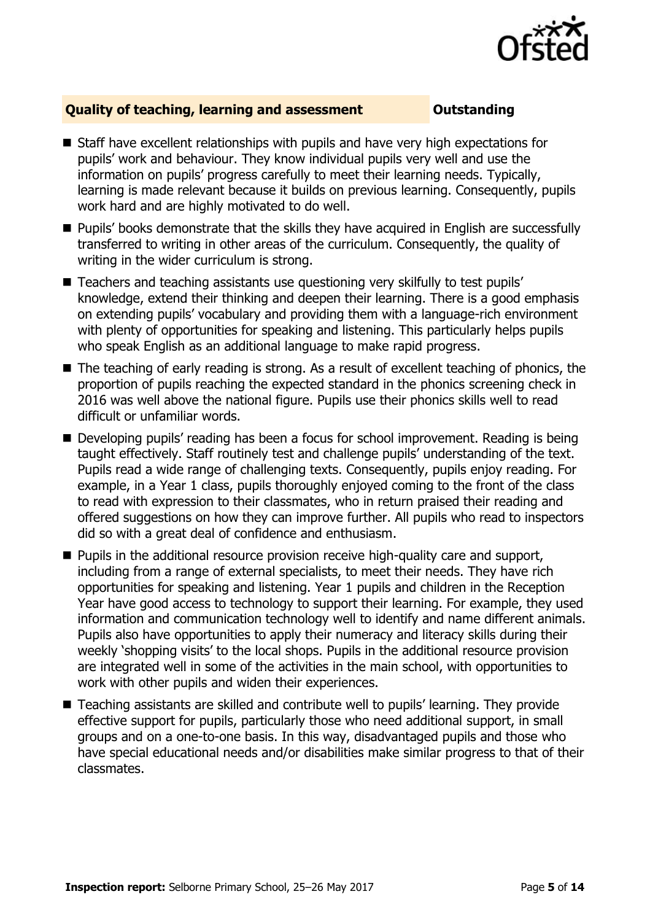## Quality of teaching, learning and assessment — Outstanding

- Staff have excellent relationships with pupils and have very high expectations for pupils' work and behaviour. They know individual pupils very well and use the information on pupils' progress carefully to meet their learning needs. Typically, learning is made relevant because it builds on previous learning. Consequently, pupils work hard and are highly motivated to do well.
- Pupils' books demonstrate that the skills they have acquired in English are successfully transferred to writing in other areas of the curriculum. Consequently, the quality of writing in the wider curriculum is strong.
- Teachers and teaching assistants use questioning very skilfully to test pupils' knowledge, extend their thinking and deepen their learning. There is a good emphasis on extending pupils' vocabulary and providing them with a language-rich environment with plenty of opportunities for speaking and listening. This particularly helps pupils who speak English as an additional language to make rapid progress.
- The teaching of early reading is strong. As a result of excellent teaching of phonics, the proportion of pupils reaching the expected standard in the phonics screening check in 2016 was well above the national figure. Pupils use their phonics skills well to read difficult or unfamiliar words.
- Developing pupils' reading has been a focus for school improvement. Reading is being taught effectively. Staff routinely test and challenge pupils' understanding of the text. Pupils read a wide range of challenging texts. Consequently, pupils enjoy reading. For example, in a Year 1 class, pupils thoroughly enjoyed coming to the front of the class to read with expression to their classmates, who in return praised their reading and offered suggestions on how they can improve further. All pupils who read to inspectors did so with a great deal of confidence and enthusiasm.
- Pupils in the additional resource provision receive high-quality care and support, including from a range of external specialists, to meet their needs. They have rich opportunities for speaking and listening. Year 1 pupils and children in the Reception Year have good access to technology to support their learning. For example, they used information and communication technology well to identify and name different animals. Pupils also have opportunities to apply their numeracy and literacy skills during their weekly 'shopping visits' to the local shops. Pupils in the additional resource provision are integrated well in some of the activities in the main school, with opportunities to work with other pupils and widen their experiences.
- Teaching assistants are skilled and contribute well to pupils' learning. They provide effective support for pupils, particularly those who need additional support, in small groups and on a one-to-one basis. In this way, disadvantaged pupils and those who have special educational needs and/or disabilities make similar progress to that of their classmates.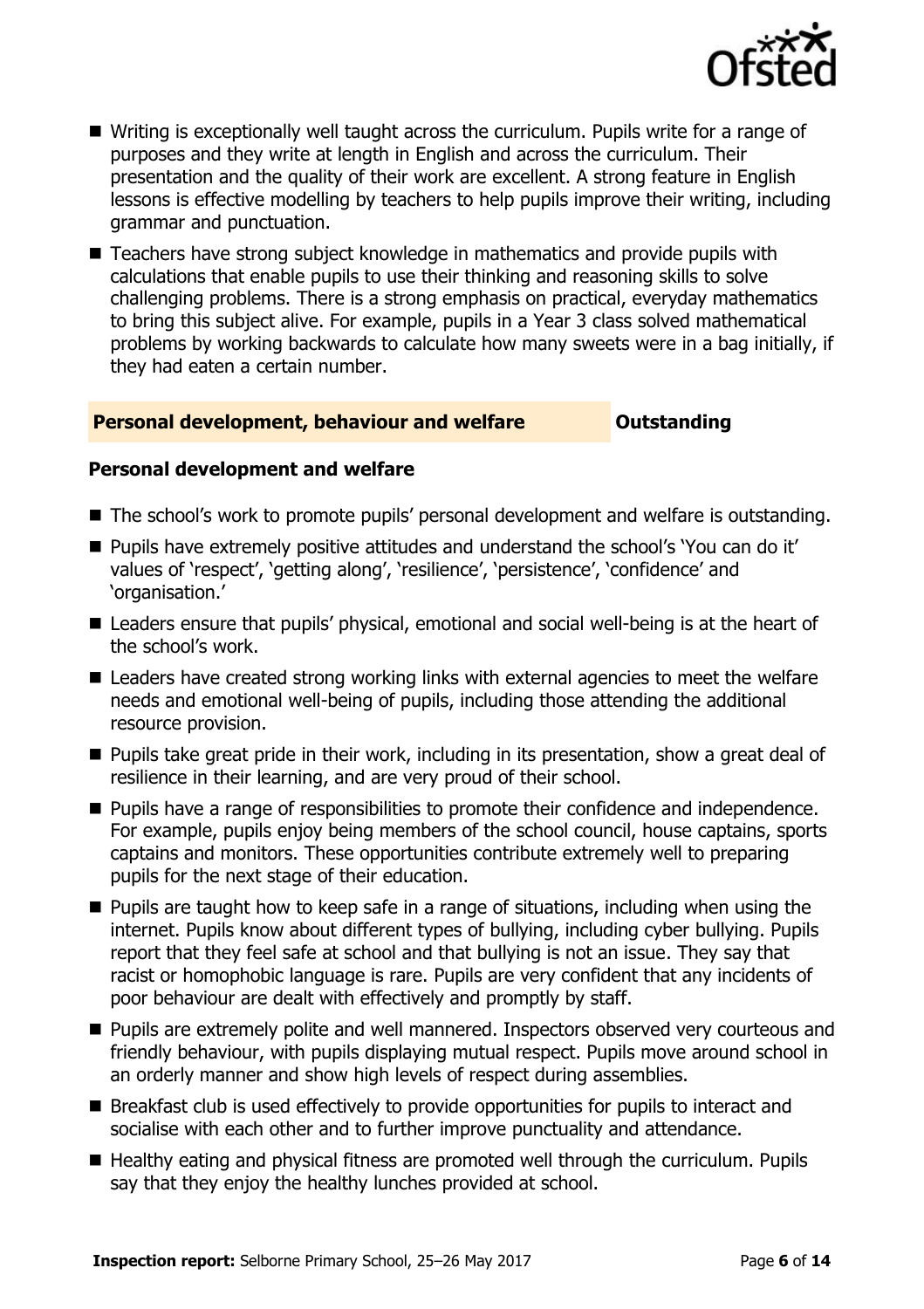- Writing is exceptionally well taught across the curriculum. Pupils write for a range of purposes and they write at length in English and across the curriculum. Their presentation and the quality of their work are excellent. A strong feature in English lessons is effective modelling by teachers to help pupils improve their writing, including grammar and punctuation.
- Teachers have strong subject knowledge in mathematics and provide pupils with calculations that enable pupils to use their thinking and reasoning skills to solve challenging problems. There is a strong emphasis on practical, everyday mathematics to bring this subject alive. For example, pupils in a Year 3 class solved mathematical problems by working backwards to calculate how many sweets were in a bag initially, if they had eaten a certain number.

## Personal development, behaviour and welfare — Outstanding

### Personal development and welfare

- The school's work to promote pupils' personal development and welfare is outstanding.
- Pupils have extremely positive attitudes and understand the school's 'You can do it' values of 'respect', 'getting along', 'resilience', 'persistence', 'confidence' and 'organisation.'
- Leaders ensure that pupils' physical, emotional and social well-being is at the heart of the school's work.
- Leaders have created strong working links with external agencies to meet the welfare needs and emotional well-being of pupils, including those attending the additional resource provision.
- Pupils take great pride in their work, including in its presentation, show a great deal of resilience in their learning, and are very proud of their school.
- Pupils have a range of responsibilities to promote their confidence and independence. For example, pupils enjoy being members of the school council, house captains, sports captains and monitors. These opportunities contribute extremely well to preparing pupils for the next stage of their education.
- Pupils are taught how to keep safe in a range of situations, including when using the internet. Pupils know about different types of bullying, including cyber bullying. Pupils report that they feel safe at school and that bullying is not an issue. They say that racist or homophobic language is rare. Pupils are very confident that any incidents of poor behaviour are dealt with effectively and promptly by staff.
- Pupils are extremely polite and well mannered. Inspectors observed very courteous and friendly behaviour, with pupils displaying mutual respect. Pupils move around school in an orderly manner and show high levels of respect during assemblies.
- Breakfast club is used effectively to provide opportunities for pupils to interact and socialise with each other and to further improve punctuality and attendance.
- Healthy eating and physical fitness are promoted well through the curriculum. Pupils say that they enjoy the healthy lunches provided at school.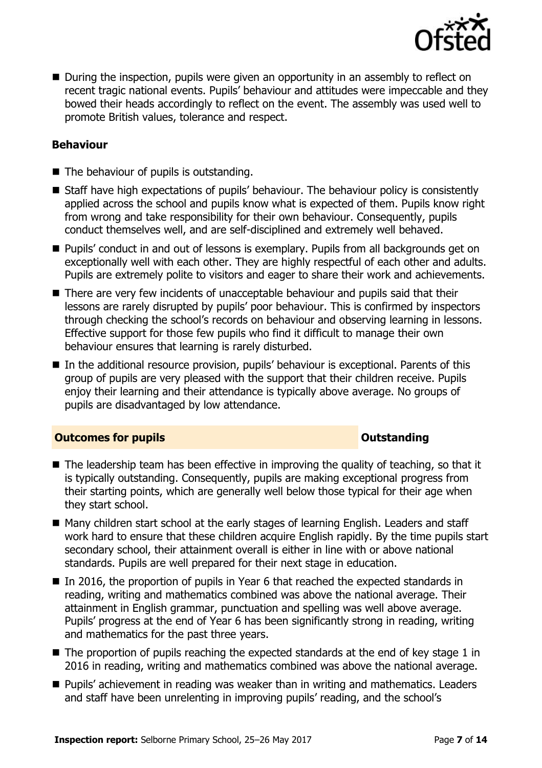- During the inspection, pupils were given an opportunity in an assembly to reflect on recent tragic national events. Pupils' behaviour and attitudes were impeccable and they bowed their heads accordingly to reflect on the event. The assembly was used well to promote British values, tolerance and respect.

### Behaviour

- The behaviour of pupils is outstanding.
- Staff have high expectations of pupils' behaviour. The behaviour policy is consistently applied across the school and pupils know what is expected of them. Pupils know right from wrong and take responsibility for their own behaviour. Consequently, pupils conduct themselves well, and are self-disciplined and extremely well behaved.
- Pupils' conduct in and out of lessons is exemplary. Pupils from all backgrounds get on exceptionally well with each other. They are highly respectful of each other and adults. Pupils are extremely polite to visitors and eager to share their work and achievements.
- There are very few incidents of unacceptable behaviour and pupils said that their lessons are rarely disrupted by pupils' poor behaviour. This is confirmed by inspectors through checking the school's records on behaviour and observing learning in lessons. Effective support for those few pupils who find it difficult to manage their own behaviour ensures that learning is rarely disturbed.
- In the additional resource provision, pupils' behaviour is exceptional. Parents of this group of pupils are very pleased with the support that their children receive. Pupils enjoy their learning and their attendance is typically above average. No groups of pupils are disadvantaged by low attendance.

## Outcomes for pupils — Outstanding

- The leadership team has been effective in improving the quality of teaching, so that it is typically outstanding. Consequently, pupils are making exceptional progress from their starting points, which are generally well below those typical for their age when they start school.
- Many children start school at the early stages of learning English. Leaders and staff work hard to ensure that these children acquire English rapidly. By the time pupils start secondary school, their attainment overall is either in line with or above national standards. Pupils are well prepared for their next stage in education.
- In 2016, the proportion of pupils in Year 6 that reached the expected standards in reading, writing and mathematics combined was above the national average. Their attainment in English grammar, punctuation and spelling was well above average. Pupils' progress at the end of Year 6 has been significantly strong in reading, writing and mathematics for the past three years.
- The proportion of pupils reaching the expected standards at the end of key stage 1 in 2016 in reading, writing and mathematics combined was above the national average.
- Pupils' achievement in reading was weaker than in writing and mathematics. Leaders and staff have been unrelenting in improving pupils' reading, and the school's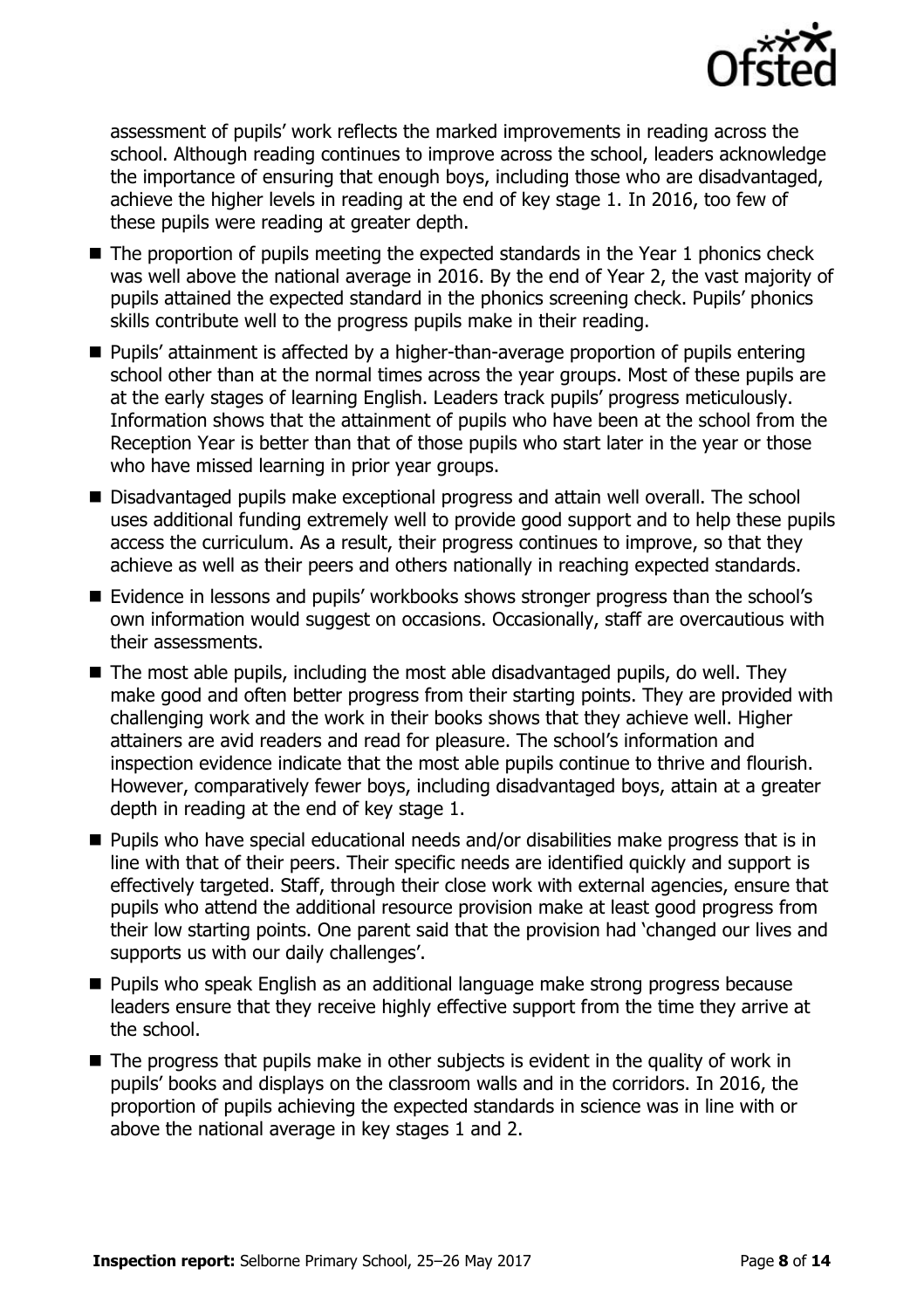assessment of pupils' work reflects the marked improvements in reading across the school. Although reading continues to improve across the school, leaders acknowledge the importance of ensuring that enough boys, including those who are disadvantaged, achieve the higher levels in reading at the end of key stage 1. In 2016, too few of these pupils were reading at greater depth.

- The proportion of pupils meeting the expected standards in the Year 1 phonics check was well above the national average in 2016. By the end of Year 2, the vast majority of pupils attained the expected standard in the phonics screening check. Pupils' phonics skills contribute well to the progress pupils make in their reading.
- Pupils' attainment is affected by a higher-than-average proportion of pupils entering school other than at the normal times across the year groups. Most of these pupils are at the early stages of learning English. Leaders track pupils' progress meticulously. Information shows that the attainment of pupils who have been at the school from the Reception Year is better than that of those pupils who start later in the year or those who have missed learning in prior year groups.
- Disadvantaged pupils make exceptional progress and attain well overall. The school uses additional funding extremely well to provide good support and to help these pupils access the curriculum. As a result, their progress continues to improve, so that they achieve as well as their peers and others nationally in reaching expected standards.
- Evidence in lessons and pupils' workbooks shows stronger progress than the school's own information would suggest on occasions. Occasionally, staff are overcautious with their assessments.
- The most able pupils, including the most able disadvantaged pupils, do well. They make good and often better progress from their starting points. They are provided with challenging work and the work in their books shows that they achieve well. Higher attainers are avid readers and read for pleasure. The school's information and inspection evidence indicate that the most able pupils continue to thrive and flourish. However, comparatively fewer boys, including disadvantaged boys, attain at a greater depth in reading at the end of key stage 1.
- Pupils who have special educational needs and/or disabilities make progress that is in line with that of their peers. Their specific needs are identified quickly and support is effectively targeted. Staff, through their close work with external agencies, ensure that pupils who attend the additional resource provision make at least good progress from their low starting points. One parent said that the provision had 'changed our lives and supports us with our daily challenges'.
- Pupils who speak English as an additional language make strong progress because leaders ensure that they receive highly effective support from the time they arrive at the school.
- The progress that pupils make in other subjects is evident in the quality of work in pupils' books and displays on the classroom walls and in the corridors. In 2016, the proportion of pupils achieving the expected standards in science was in line with or above the national average in key stages 1 and 2.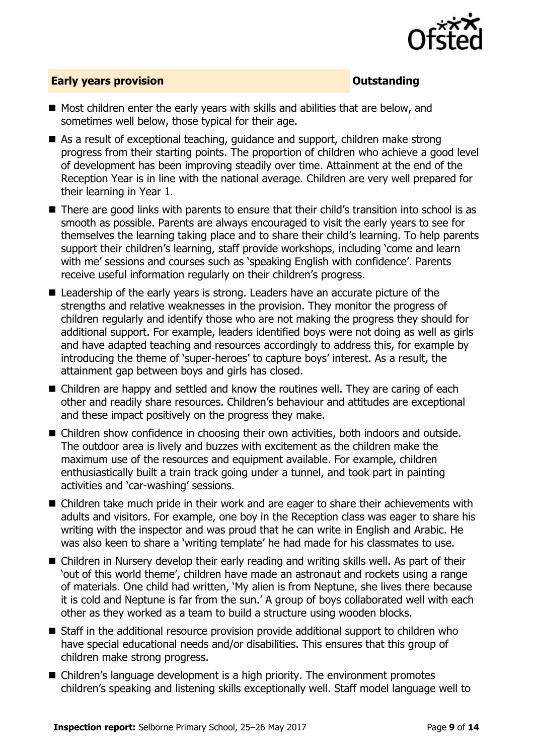## Early years provision **Outstanding**

- Most children enter the early years with skills and abilities that are below, and sometimes well below, those typical for their age.
- As a result of exceptional teaching, guidance and support, children make strong progress from their starting points. The proportion of children who achieve a good level of development has been improving steadily over time. Attainment at the end of the Reception Year is in line with the national average. Children are very well prepared for their learning in Year 1.
- There are good links with parents to ensure that their child's transition into school is as smooth as possible. Parents are always encouraged to visit the early years to see for themselves the learning taking place and to share their child's learning. To help parents support their children's learning, staff provide workshops, including 'come and learn with me' sessions and courses such as 'speaking English with confidence'. Parents receive useful information regularly on their children's progress.
- Leadership of the early years is strong. Leaders have an accurate picture of the strengths and relative weaknesses in the provision. They monitor the progress of children regularly and identify those who are not making the progress they should for additional support. For example, leaders identified boys were not doing as well as girls and have adapted teaching and resources accordingly to address this, for example by introducing the theme of 'super-heroes' to capture boys' interest. As a result, the attainment gap between boys and girls has closed.
- Children are happy and settled and know the routines well. They are caring of each other and readily share resources. Children's behaviour and attitudes are exceptional and these impact positively on the progress they make.
- Children show confidence in choosing their own activities, both indoors and outside. The outdoor area is lively and buzzes with excitement as the children make the maximum use of the resources and equipment available. For example, children enthusiastically built a train track going under a tunnel, and took part in painting activities and 'car-washing' sessions.
- Children take much pride in their work and are eager to share their achievements with adults and visitors. For example, one boy in the Reception class was eager to share his writing with the inspector and was proud that he can write in English and Arabic. He was also keen to share a 'writing template' he had made for his classmates to use.
- Children in Nursery develop their early reading and writing skills well. As part of their 'out of this world theme', children have made an astronaut and rockets using a range of materials. One child had written, 'My alien is from Neptune, she lives there because it is cold and Neptune is far from the sun.' A group of boys collaborated well with each other as they worked as a team to build a structure using wooden blocks.
- Staff in the additional resource provision provide additional support to children who have special educational needs and/or disabilities. This ensures that this group of children make strong progress.
- Children's language development is a high priority. The environment promotes children's speaking and listening skills exceptionally well. Staff model language well to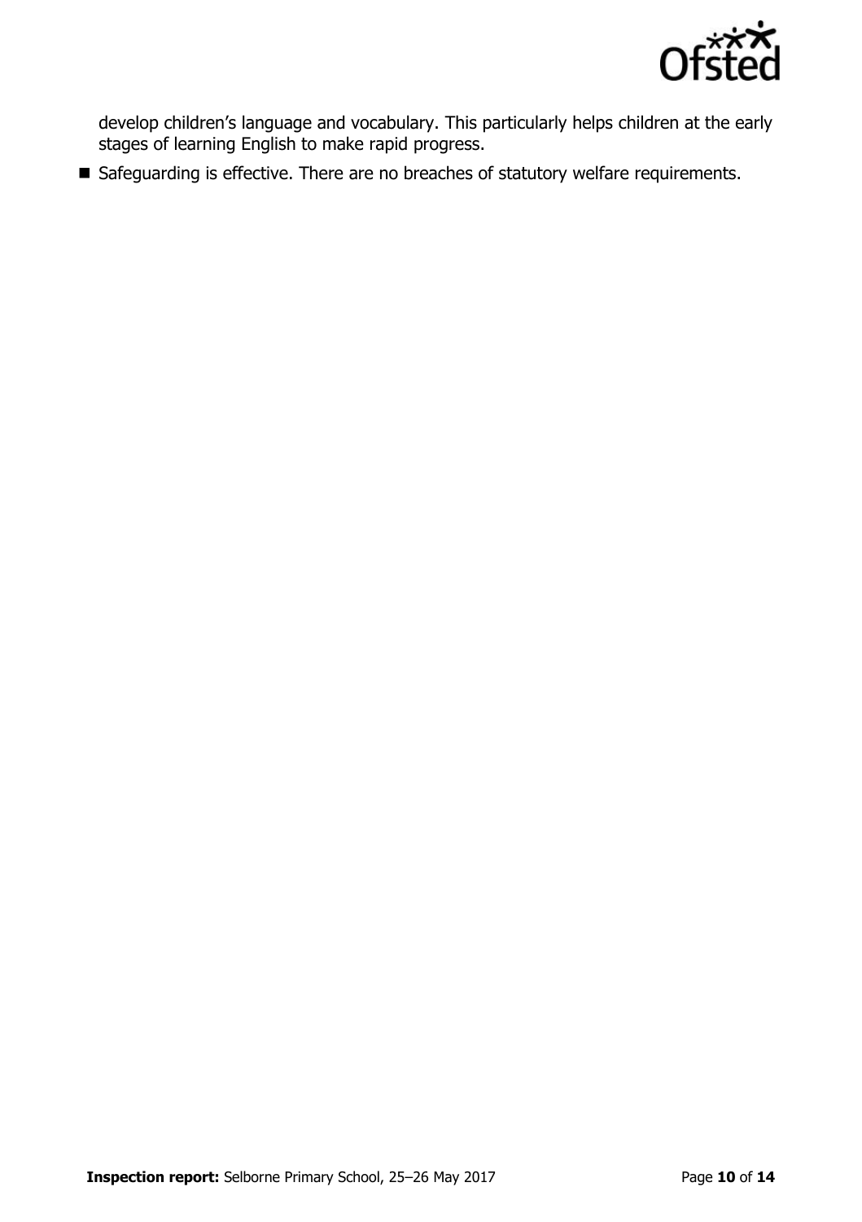develop children's language and vocabulary. This particularly helps children at the early stages of learning English to make rapid progress.

- Safeguarding is effective. There are no breaches of statutory welfare requirements.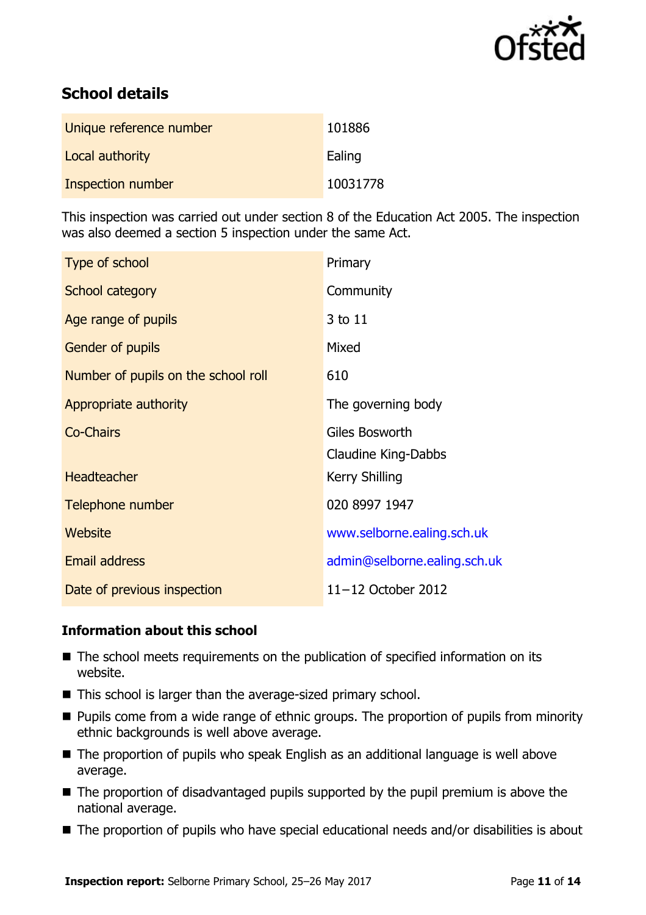## School details

| | |
|---|---|
| Unique reference number | 101886 |
| Local authority | Ealing |
| Inspection number | 10031778 |

This inspection was carried out under section 8 of the Education Act 2005. The inspection was also deemed a section 5 inspection under the same Act.

| | |
|---|---|
| Type of school | Primary |
| School category | Community |
| Age range of pupils | 3 to 11 |
| Gender of pupils | Mixed |
| Number of pupils on the school roll | 610 |
| Appropriate authority | The governing body |
| Co-Chairs | Giles Bosworth<br>Claudine King-Dabbs |
| Headteacher | Kerry Shilling |
| Telephone number | 020 8997 1947 |
| Website | www.selborne.ealing.sch.uk |
| Email address | admin@selborne.ealing.sch.uk |
| Date of previous inspection | 11–12 October 2012 |

### Information about this school

- The school meets requirements on the publication of specified information on its website.
- This school is larger than the average-sized primary school.
- Pupils come from a wide range of ethnic groups. The proportion of pupils from minority ethnic backgrounds is well above average.
- The proportion of pupils who speak English as an additional language is well above average.
- The proportion of disadvantaged pupils supported by the pupil premium is above the national average.
- The proportion of pupils who have special educational needs and/or disabilities is about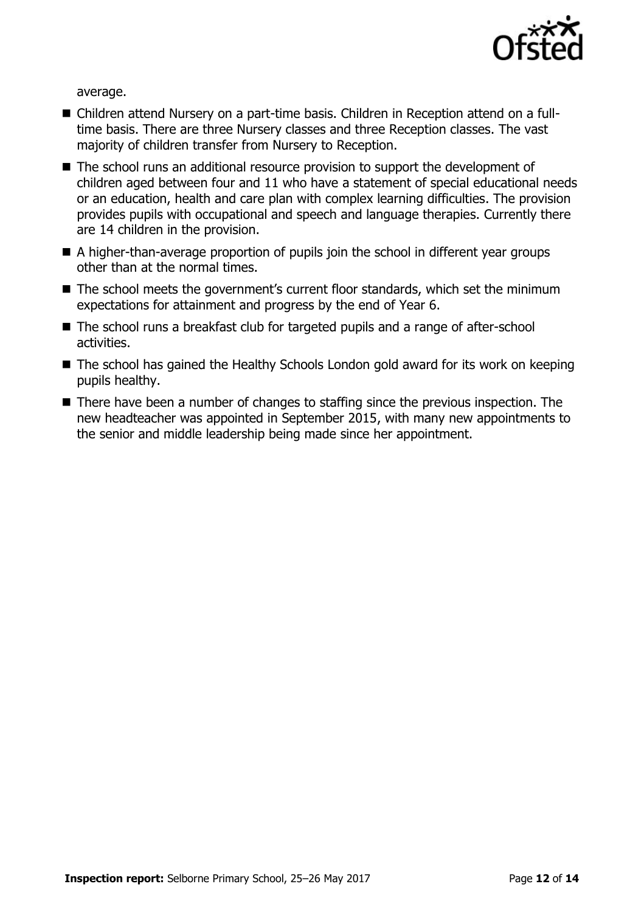average.

- Children attend Nursery on a part-time basis. Children in Reception attend on a full-time basis. There are three Nursery classes and three Reception classes. The vast majority of children transfer from Nursery to Reception.
- The school runs an additional resource provision to support the development of children aged between four and 11 who have a statement of special educational needs or an education, health and care plan with complex learning difficulties. The provision provides pupils with occupational and speech and language therapies. Currently there are 14 children in the provision.
- A higher-than-average proportion of pupils join the school in different year groups other than at the normal times.
- The school meets the government's current floor standards, which set the minimum expectations for attainment and progress by the end of Year 6.
- The school runs a breakfast club for targeted pupils and a range of after-school activities.
- The school has gained the Healthy Schools London gold award for its work on keeping pupils healthy.
- There have been a number of changes to staffing since the previous inspection. The new headteacher was appointed in September 2015, with many new appointments to the senior and middle leadership being made since her appointment.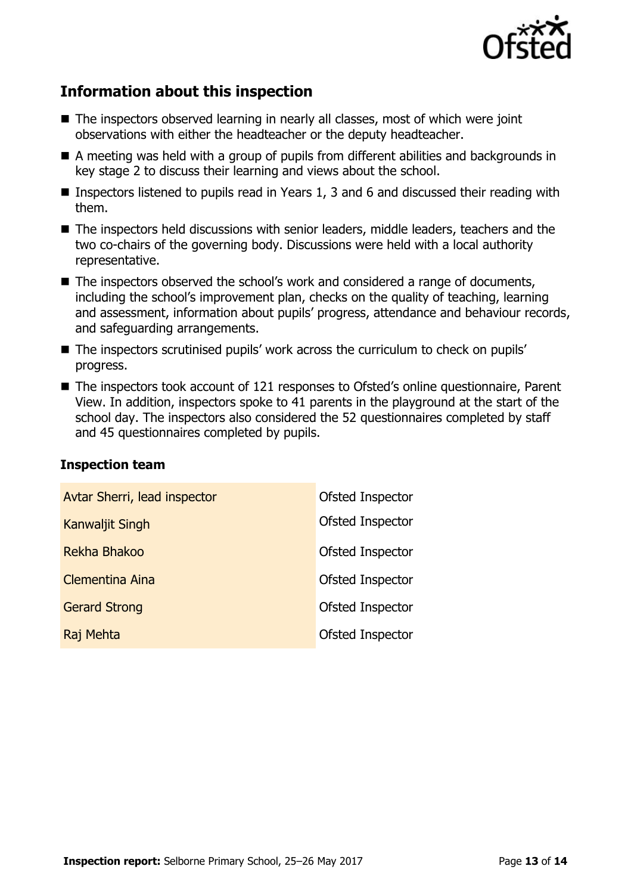## Information about this inspection

- The inspectors observed learning in nearly all classes, most of which were joint observations with either the headteacher or the deputy headteacher.
- A meeting was held with a group of pupils from different abilities and backgrounds in key stage 2 to discuss their learning and views about the school.
- Inspectors listened to pupils read in Years 1, 3 and 6 and discussed their reading with them.
- The inspectors held discussions with senior leaders, middle leaders, teachers and the two co-chairs of the governing body. Discussions were held with a local authority representative.
- The inspectors observed the school's work and considered a range of documents, including the school's improvement plan, checks on the quality of teaching, learning and assessment, information about pupils' progress, attendance and behaviour records, and safeguarding arrangements.
- The inspectors scrutinised pupils' work across the curriculum to check on pupils' progress.
- The inspectors took account of 121 responses to Ofsted's online questionnaire, Parent View. In addition, inspectors spoke to 41 parents in the playground at the start of the school day. The inspectors also considered the 52 questionnaires completed by staff and 45 questionnaires completed by pupils.

### Inspection team

| | |
|---|---|
| Avtar Sherri, lead inspector | Ofsted Inspector |
| Kanwaljit Singh | Ofsted Inspector |
| Rekha Bhakoo | Ofsted Inspector |
| Clementina Aina | Ofsted Inspector |
| Gerard Strong | Ofsted Inspector |
| Raj Mehta | Ofsted Inspector |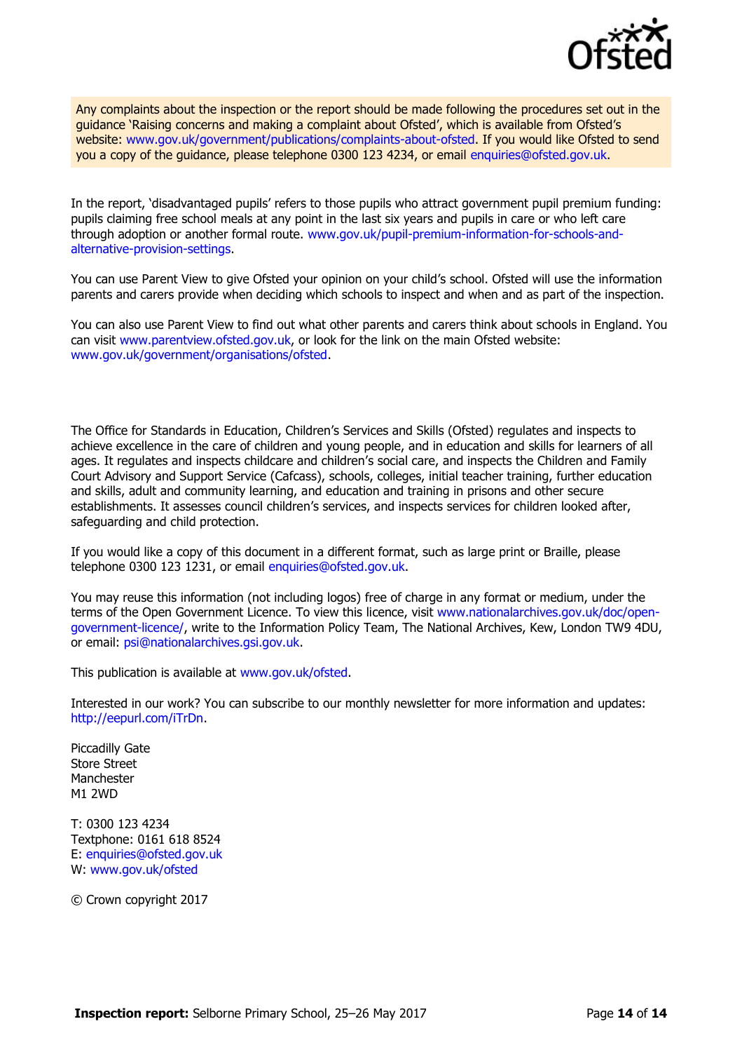Any complaints about the inspection or the report should be made following the procedures set out in the guidance 'Raising concerns and making a complaint about Ofsted', which is available from Ofsted's website: www.gov.uk/government/publications/complaints-about-ofsted. If you would like Ofsted to send you a copy of the guidance, please telephone 0300 123 4234, or email enquiries@ofsted.gov.uk.

In the report, 'disadvantaged pupils' refers to those pupils who attract government pupil premium funding: pupils claiming free school meals at any point in the last six years and pupils in care or who left care through adoption or another formal route. www.gov.uk/pupil-premium-information-for-schools-and-alternative-provision-settings.

You can use Parent View to give Ofsted your opinion on your child's school. Ofsted will use the information parents and carers provide when deciding which schools to inspect and when and as part of the inspection.

You can also use Parent View to find out what other parents and carers think about schools in England. You can visit www.parentview.ofsted.gov.uk, or look for the link on the main Ofsted website: www.gov.uk/government/organisations/ofsted.

The Office for Standards in Education, Children's Services and Skills (Ofsted) regulates and inspects to achieve excellence in the care of children and young people, and in education and skills for learners of all ages. It regulates and inspects childcare and children's social care, and inspects the Children and Family Court Advisory and Support Service (Cafcass), schools, colleges, initial teacher training, further education and skills, adult and community learning, and education and training in prisons and other secure establishments. It assesses council children's services, and inspects services for children looked after, safeguarding and child protection.

If you would like a copy of this document in a different format, such as large print or Braille, please telephone 0300 123 1231, or email enquiries@ofsted.gov.uk.

You may reuse this information (not including logos) free of charge in any format or medium, under the terms of the Open Government Licence. To view this licence, visit www.nationalarchives.gov.uk/doc/open-government-licence/, write to the Information Policy Team, The National Archives, Kew, London TW9 4DU, or email: psi@nationalarchives.gsi.gov.uk.

This publication is available at www.gov.uk/ofsted.

Interested in our work? You can subscribe to our monthly newsletter for more information and updates: http://eepurl.com/iTrDn.

Piccadilly Gate
Store Street
Manchester
M1 2WD

T: 0300 123 4234
Textphone: 0161 618 8524
E: enquiries@ofsted.gov.uk
W: www.gov.uk/ofsted

© Crown copyright 2017